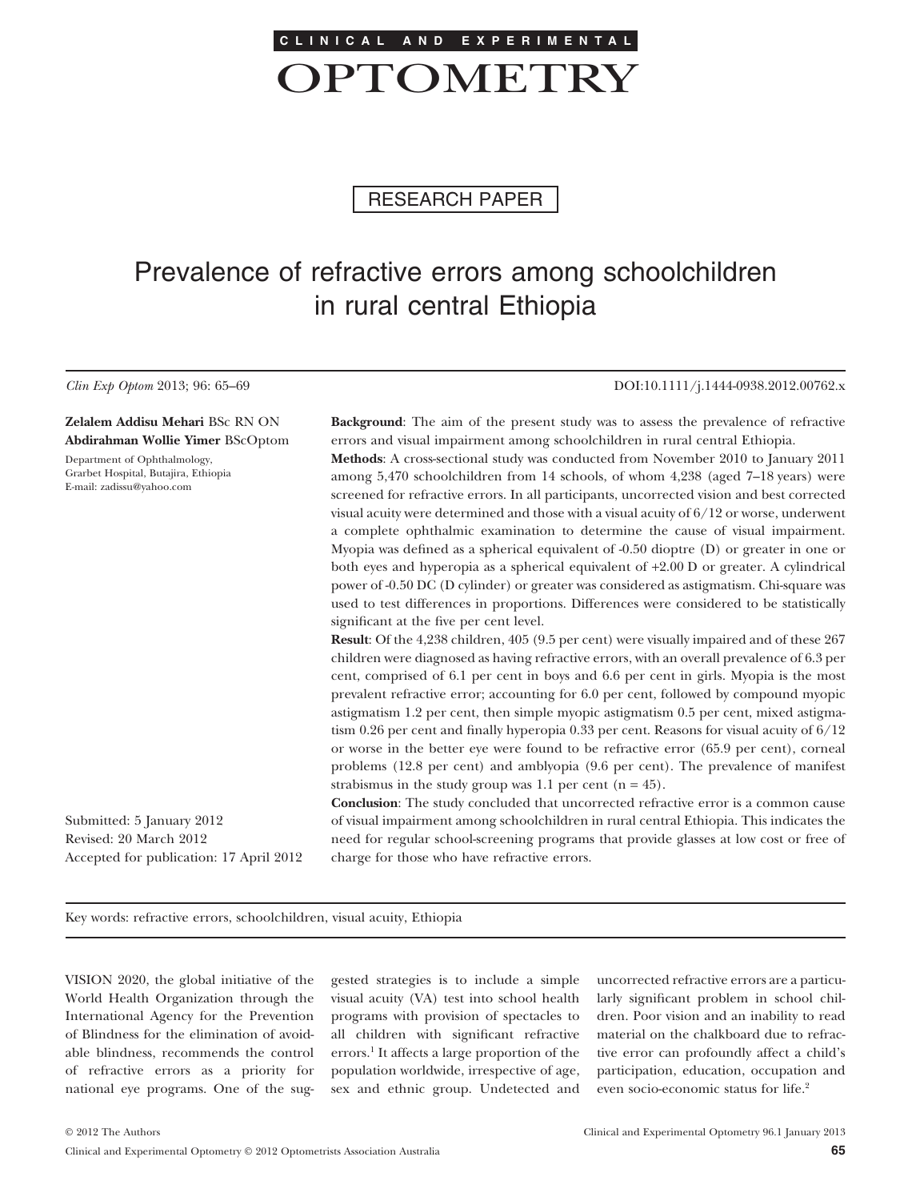CLINICAL AND EXPERIMENTAL

# OPTOMETRY

RESEARCH PAPER

# Prevalence of refractive errors among schoolchildren in rural central Ethiopia

*Clin Exp Optom* 2013; 96: 65–69 DOI:10.1111/j.1444-0938.2012.00762.x

**Zelalem Addisu Mehari** BSc RN ON
**Abdirahman Wollie Yimer** BScOptom

Department of Ophthalmology, Grarbet Hospital, Butajira, Ethiopia
E-mail: zadissu@yahoo.com

Submitted: 5 January 2012
Revised: 20 March 2012
Accepted for publication: 17 April 2012

**Background**: The aim of the present study was to assess the prevalence of refractive errors and visual impairment among schoolchildren in rural central Ethiopia.

**Methods**: A cross-sectional study was conducted from November 2010 to January 2011 among 5,470 schoolchildren from 14 schools, of whom 4,238 (aged 7–18 years) were screened for refractive errors. In all participants, uncorrected vision and best corrected visual acuity were determined and those with a visual acuity of 6/12 or worse, underwent a complete ophthalmic examination to determine the cause of visual impairment. Myopia was defined as a spherical equivalent of -0.50 dioptre (D) or greater in one or both eyes and hyperopia as a spherical equivalent of +2.00 D or greater. A cylindrical power of -0.50 DC (D cylinder) or greater was considered as astigmatism. Chi-square was used to test differences in proportions. Differences were considered to be statistically significant at the five per cent level.

**Result**: Of the 4,238 children, 405 (9.5 per cent) were visually impaired and of these 267 children were diagnosed as having refractive errors, with an overall prevalence of 6.3 per cent, comprised of 6.1 per cent in boys and 6.6 per cent in girls. Myopia is the most prevalent refractive error; accounting for 6.0 per cent, followed by compound myopic astigmatism 1.2 per cent, then simple myopic astigmatism 0.5 per cent, mixed astigmatism 0.26 per cent and finally hyperopia 0.33 per cent. Reasons for visual acuity of 6/12 or worse in the better eye were found to be refractive error (65.9 per cent), corneal problems (12.8 per cent) and amblyopia (9.6 per cent). The prevalence of manifest strabismus in the study group was 1.1 per cent (n = 45).

**Conclusion**: The study concluded that uncorrected refractive error is a common cause of visual impairment among schoolchildren in rural central Ethiopia. This indicates the need for regular school-screening programs that provide glasses at low cost or free of charge for those who have refractive errors.

Key words: refractive errors, schoolchildren, visual acuity, Ethiopia

VISION 2020, the global initiative of the World Health Organization through the International Agency for the Prevention of Blindness for the elimination of avoidable blindness, recommends the control of refractive errors as a priority for national eye programs. One of the suggested strategies is to include a simple visual acuity (VA) test into school health programs with provision of spectacles to all children with significant refractive errors.[1] It affects a large proportion of the population worldwide, irrespective of age, sex and ethnic group. Undetected and uncorrected refractive errors are a particularly significant problem in school children. Poor vision and an inability to read material on the chalkboard due to refractive error can profoundly affect a child's participation, education, occupation and even socio-economic status for life.[2]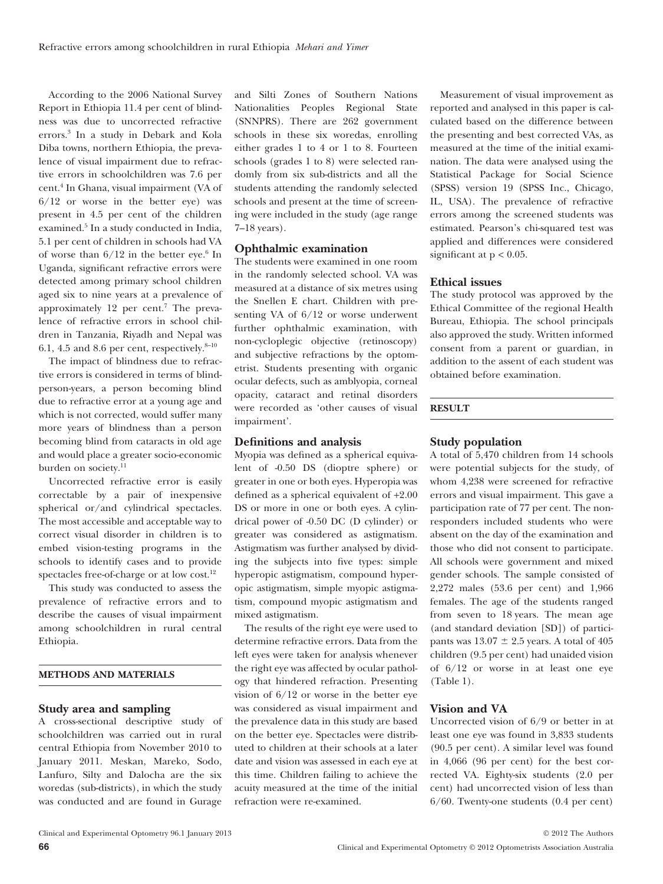According to the 2006 National Survey Report in Ethiopia 11.4 per cent of blindness was due to uncorrected refractive errors.[3] In a study in Debark and Kola Diba towns, northern Ethiopia, the prevalence of visual impairment due to refractive errors in schoolchildren was 7.6 per cent.[4] In Ghana, visual impairment (VA of 6/12 or worse in the better eye) was present in 4.5 per cent of the children examined.[5] In a study conducted in India, 5.1 per cent of children in schools had VA of worse than 6/12 in the better eye.[6] In Uganda, significant refractive errors were detected among primary school children aged six to nine years at a prevalence of approximately 12 per cent.[7] The prevalence of refractive errors in school children in Tanzania, Riyadh and Nepal was 6.1, 4.5 and 8.6 per cent, respectively.[8–10]

The impact of blindness due to refractive errors is considered in terms of blind-person-years, a person becoming blind due to refractive error at a young age and which is not corrected, would suffer many more years of blindness than a person becoming blind from cataracts in old age and would place a greater socio-economic burden on society.[11]

Uncorrected refractive error is easily correctable by a pair of inexpensive spherical or/and cylindrical spectacles. The most accessible and acceptable way to correct visual disorder in children is to embed vision-testing programs in the schools to identify cases and to provide spectacles free-of-charge or at low cost.[12]

This study was conducted to assess the prevalence of refractive errors and to describe the causes of visual impairment among schoolchildren in rural central Ethiopia.

## METHODS AND MATERIALS

### Study area and sampling

A cross-sectional descriptive study of schoolchildren was carried out in rural central Ethiopia from November 2010 to January 2011. Meskan, Mareko, Sodo, Lanfuro, Silty and Dalocha are the six woredas (sub-districts), in which the study was conducted and are found in Gurage and Silti Zones of Southern Nations Nationalities Peoples Regional State (SNNPRS). There are 262 government schools in these six woredas, enrolling either grades 1 to 4 or 1 to 8. Fourteen schools (grades 1 to 8) were selected randomly from six sub-districts and all the students attending the randomly selected schools and present at the time of screening were included in the study (age range 7–18 years).

### Ophthalmic examination

The students were examined in one room in the randomly selected school. VA was measured at a distance of six metres using the Snellen E chart. Children with presenting VA of 6/12 or worse underwent further ophthalmic examination, with non-cycloplegic objective (retinoscopy) and subjective refractions by the optometrist. Students presenting with organic ocular defects, such as amblyopia, corneal opacity, cataract and retinal disorders were recorded as 'other causes of visual impairment'.

### Definitions and analysis

Myopia was defined as a spherical equivalent of -0.50 DS (dioptre sphere) or greater in one or both eyes. Hyperopia was defined as a spherical equivalent of +2.00 DS or more in one or both eyes. A cylindrical power of -0.50 DC (D cylinder) or greater was considered as astigmatism. Astigmatism was further analysed by dividing the subjects into five types: simple hyperopic astigmatism, compound hyperopic astigmatism, simple myopic astigmatism, compound myopic astigmatism and mixed astigmatism.

The results of the right eye were used to determine refractive errors. Data from the left eyes were taken for analysis whenever the right eye was affected by ocular pathology that hindered refraction. Presenting vision of 6/12 or worse in the better eye was considered as visual impairment and the prevalence data in this study are based on the better eye. Spectacles were distributed to children at their schools at a later date and vision was assessed in each eye at this time. Children failing to achieve the acuity measured at the time of the initial refraction were re-examined.

Measurement of visual improvement as reported and analysed in this paper is calculated based on the difference between the presenting and best corrected VAs, as measured at the time of the initial examination. The data were analysed using the Statistical Package for Social Science (SPSS) version 19 (SPSS Inc., Chicago, IL, USA). The prevalence of refractive errors among the screened students was estimated. Pearson's chi-squared test was applied and differences were considered significant at $p < 0.05$.

### Ethical issues

The study protocol was approved by the Ethical Committee of the regional Health Bureau, Ethiopia. The school principals also approved the study. Written informed consent from a parent or guardian, in addition to the assent of each student was obtained before examination.

## RESULT

### Study population

A total of 5,470 children from 14 schools were potential subjects for the study, of whom 4,238 were screened for refractive errors and visual impairment. This gave a participation rate of 77 per cent. The non-responders included students who were absent on the day of the examination and those who did not consent to participate. All schools were government and mixed gender schools. The sample consisted of 2,272 males (53.6 per cent) and 1,966 females. The age of the students ranged from seven to 18 years. The mean age (and standard deviation [SD]) of participants was $13.07 \pm 2.5$ years. A total of 405 children (9.5 per cent) had unaided vision of 6/12 or worse in at least one eye (Table 1).

### Vision and VA

Uncorrected vision of 6/9 or better in at least one eye was found in 3,833 students (90.5 per cent). A similar level was found in 4,066 (96 per cent) for the best corrected VA. Eighty-six students (2.0 per cent) had uncorrected vision of less than 6/60. Twenty-one students (0.4 per cent)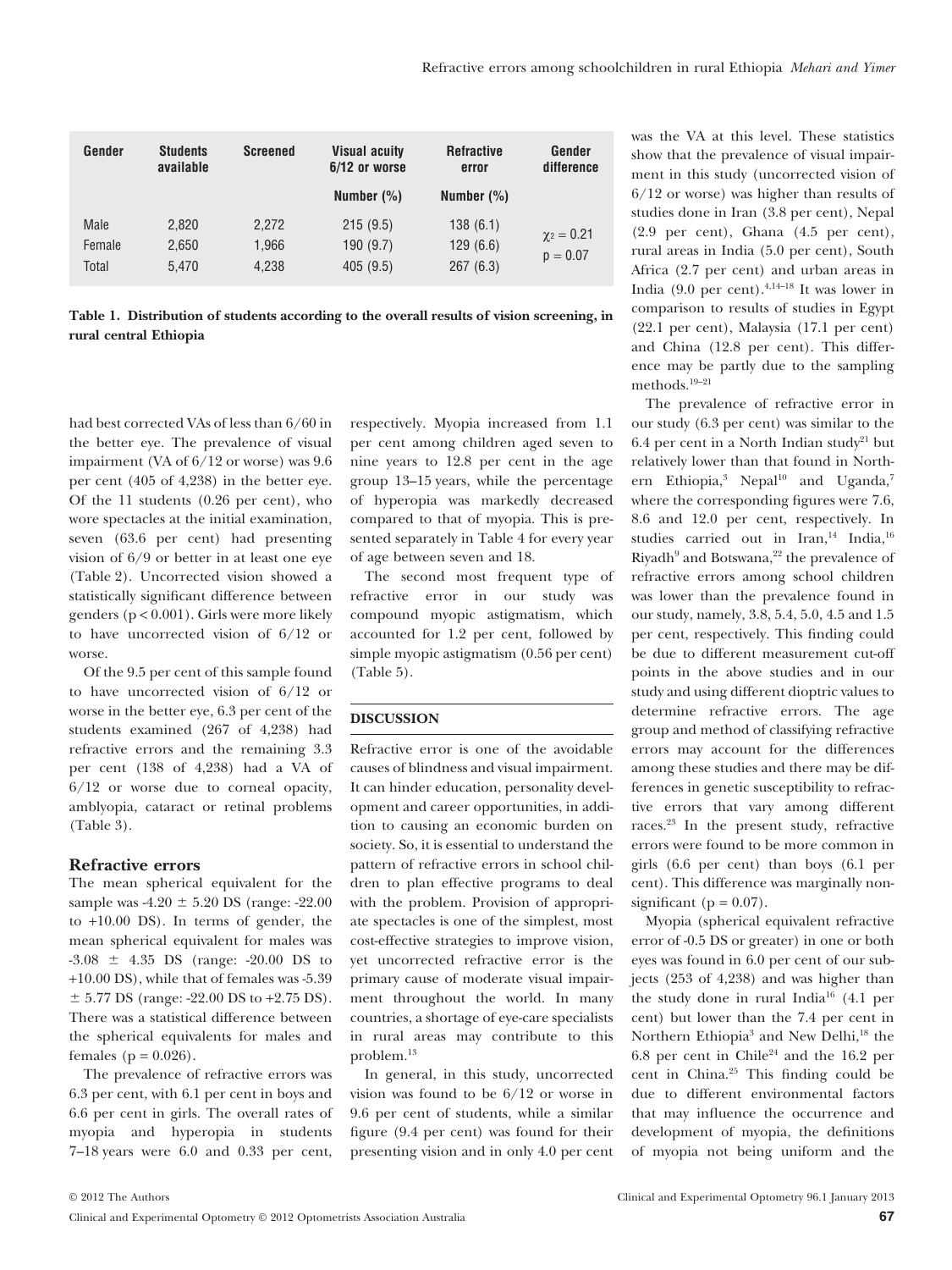| Gender | Students available | Screened | Visual acuity 6/12 or worse | Refractive error | Gender difference |
|---|---|---|---|---|---|
| | | | Number (%) | Number (%) | |
| Male | 2,820 | 2,272 | 215 (9.5) | 138 (6.1) | $\chi^2 = 0.21$ |
| Female | 2,650 | 1,966 | 190 (9.7) | 129 (6.6) | $p = 0.07$ |
| Total | 5,470 | 4,238 | 405 (9.5) | 267 (6.3) | |

**Table 1. Distribution of students according to the overall results of vision screening, in rural central Ethiopia**

had best corrected VAs of less than 6/60 in the better eye. The prevalence of visual impairment (VA of 6/12 or worse) was 9.6 per cent (405 of 4,238) in the better eye. Of the 11 students (0.26 per cent), who wore spectacles at the initial examination, seven (63.6 per cent) had presenting vision of 6/9 or better in at least one eye (Table 2). Uncorrected vision showed a statistically significant difference between genders ($p < 0.001$). Girls were more likely to have uncorrected vision of 6/12 or worse.

Of the 9.5 per cent of this sample found to have uncorrected vision of 6/12 or worse in the better eye, 6.3 per cent of the students examined (267 of 4,238) had refractive errors and the remaining 3.3 per cent (138 of 4,238) had a VA of 6/12 or worse due to corneal opacity, amblyopia, cataract or retinal problems (Table 3).

## Refractive errors

The mean spherical equivalent for the sample was -4.20 ± 5.20 DS (range: -22.00 to +10.00 DS). In terms of gender, the mean spherical equivalent for males was -3.08 ± 4.35 DS (range: -20.00 DS to +10.00 DS), while that of females was -5.39 ± 5.77 DS (range: -22.00 DS to +2.75 DS). There was a statistical difference between the spherical equivalents for males and females ($p = 0.026$).

The prevalence of refractive errors was 6.3 per cent, with 6.1 per cent in boys and 6.6 per cent in girls. The overall rates of myopia and hyperopia in students 7–18 years were 6.0 and 0.33 per cent, respectively. Myopia increased from 1.1 per cent among children aged seven to nine years to 12.8 per cent in the age group 13–15 years, while the percentage of hyperopia was markedly decreased compared to that of myopia. This is presented separately in Table 4 for every year of age between seven and 18.

The second most frequent type of refractive error in our study was compound myopic astigmatism, which accounted for 1.2 per cent, followed by simple myopic astigmatism (0.56 per cent) (Table 5).

## DISCUSSION

Refractive error is one of the avoidable causes of blindness and visual impairment. It can hinder education, personality development and career opportunities, in addition to causing an economic burden on society. So, it is essential to understand the pattern of refractive errors in school children to plan effective programs to deal with the problem. Provision of appropriate spectacles is one of the simplest, most cost-effective strategies to improve vision, yet uncorrected refractive error is the primary cause of moderate visual impairment throughout the world. In many countries, a shortage of eye-care specialists in rural areas may contribute to this problem.[13]

In general, in this study, uncorrected vision was found to be 6/12 or worse in 9.6 per cent of students, while a similar figure (9.4 per cent) was found for their presenting vision and in only 4.0 per cent was the VA at this level. These statistics show that the prevalence of visual impairment in this study (uncorrected vision of 6/12 or worse) was higher than results of studies done in Iran (3.8 per cent), Nepal (2.9 per cent), Ghana (4.5 per cent), rural areas in India (5.0 per cent), South Africa (2.7 per cent) and urban areas in India (9.0 per cent).[4,14–18] It was lower in comparison to results of studies in Egypt (22.1 per cent), Malaysia (17.1 per cent) and China (12.8 per cent). This difference may be partly due to the sampling methods.[19–21]

The prevalence of refractive error in our study (6.3 per cent) was similar to the 6.4 per cent in a North Indian study[21] but relatively lower than that found in Northern Ethiopia,[3] Nepal[10] and Uganda,[7] where the corresponding figures were 7.6, 8.6 and 12.0 per cent, respectively. In studies carried out in Iran,[14] India,[16] Riyadh[9] and Botswana,[22] the prevalence of refractive errors among school children was lower than the prevalence found in our study, namely, 3.8, 5.4, 5.0, 4.5 and 1.5 per cent, respectively. This finding could be due to different measurement cut-off points in the above studies and in our study and using different dioptric values to determine refractive errors. The age group and method of classifying refractive errors may account for the differences among these studies and there may be differences in genetic susceptibility to refractive errors that vary among different races.[23] In the present study, refractive errors were found to be more common in girls (6.6 per cent) than boys (6.1 per cent). This difference was marginally non-significant ($p = 0.07$).

Myopia (spherical equivalent refractive error of -0.5 DS or greater) in one or both eyes was found in 6.0 per cent of our subjects (253 of 4,238) and was higher than the study done in rural India[16] (4.1 per cent) but lower than the 7.4 per cent in Northern Ethiopia[3] and New Delhi,[18] the 6.8 per cent in Chile[24] and the 16.2 per cent in China.[25] This finding could be due to different environmental factors that may influence the occurrence and development of myopia, the definitions of myopia not being uniform and the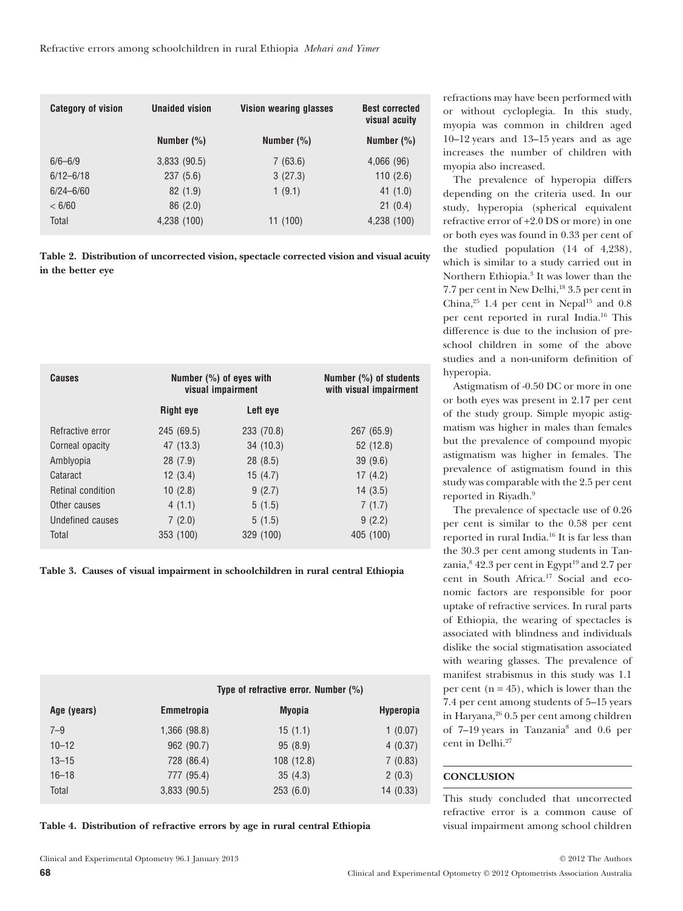| Category of vision | Unaided vision | Vision wearing glasses | Best corrected visual acuity |
|---|---|---|---|
| | Number (%) | Number (%) | Number (%) |
| 6/6–6/9 | 3,833 (90.5) | 7 (63.6) | 4,066 (96) |
| 6/12–6/18 | 237 (5.6) | 3 (27.3) | 110 (2.6) |
| 6/24–6/60 | 82 (1.9) | 1 (9.1) | 41 (1.0) |
| < 6/60 | 86 (2.0) | | 21 (0.4) |
| Total | 4,238 (100) | 11 (100) | 4,238 (100) |

**Table 2. Distribution of uncorrected vision, spectacle corrected vision and visual acuity in the better eye**

| Causes | Number (%) of eyes with visual impairment | | Number (%) of students with visual impairment |
|---|---|---|---|
| | Right eye | Left eye | |
| Refractive error | 245 (69.5) | 233 (70.8) | 267 (65.9) |
| Corneal opacity | 47 (13.3) | 34 (10.3) | 52 (12.8) |
| Amblyopia | 28 (7.9) | 28 (8.5) | 39 (9.6) |
| Cataract | 12 (3.4) | 15 (4.7) | 17 (4.2) |
| Retinal condition | 10 (2.8) | 9 (2.7) | 14 (3.5) |
| Other causes | 4 (1.1) | 5 (1.5) | 7 (1.7) |
| Undefined causes | 7 (2.0) | 5 (1.5) | 9 (2.2) |
| Total | 353 (100) | 329 (100) | 405 (100) |

**Table 3. Causes of visual impairment in schoolchildren in rural central Ethiopia**

| | Type of refractive error. Number (%) | | |
|---|---|---|---|
| Age (years) | Emmetropia | Myopia | Hyperopia |
| 7–9 | 1,366 (98.8) | 15 (1.1) | 1 (0.07) |
| 10–12 | 962 (90.7) | 95 (8.9) | 4 (0.37) |
| 13–15 | 728 (86.4) | 108 (12.8) | 7 (0.83) |
| 16–18 | 777 (95.4) | 35 (4.3) | 2 (0.3) |
| Total | 3,833 (90.5) | 253 (6.0) | 14 (0.33) |

**Table 4. Distribution of refractive errors by age in rural central Ethiopia**

refractions may have been performed with or without cycloplegia. In this study, myopia was common in children aged 10–12 years and 13–15 years and as age increases the number of children with myopia also increased.

The prevalence of hyperopia differs depending on the criteria used. In our study, hyperopia (spherical equivalent refractive error of +2.0 DS or more) in one or both eyes was found in 0.33 per cent of the studied population (14 of 4,238), which is similar to a study carried out in Northern Ethiopia.[3] It was lower than the 7.7 per cent in New Delhi,[18] 3.5 per cent in China,[25] 1.4 per cent in Nepal[15] and 0.8 per cent reported in rural India.[16] This difference is due to the inclusion of pre-school children in some of the above studies and a non-uniform definition of hyperopia.

Astigmatism of -0.50 DC or more in one or both eyes was present in 2.17 per cent of the study group. Simple myopic astigmatism was higher in males than females but the prevalence of compound myopic astigmatism was higher in females. The prevalence of astigmatism found in this study was comparable with the 2.5 per cent reported in Riyadh.[9]

The prevalence of spectacle use of 0.26 per cent is similar to the 0.58 per cent reported in rural India.[16] It is far less than the 30.3 per cent among students in Tanzania,[8] 42.3 per cent in Egypt[19] and 2.7 per cent in South Africa.[17] Social and economic factors are responsible for poor uptake of refractive services. In rural parts of Ethiopia, the wearing of spectacles is associated with blindness and individuals dislike the social stigmatisation associated with wearing glasses. The prevalence of manifest strabismus in this study was 1.1 per cent (n = 45), which is lower than the 7.4 per cent among students of 5–15 years in Haryana,[26] 0.5 per cent among children of 7–19 years in Tanzania[8] and 0.6 per cent in Delhi.[27]

## CONCLUSION

This study concluded that uncorrected refractive error is a common cause of visual impairment among school children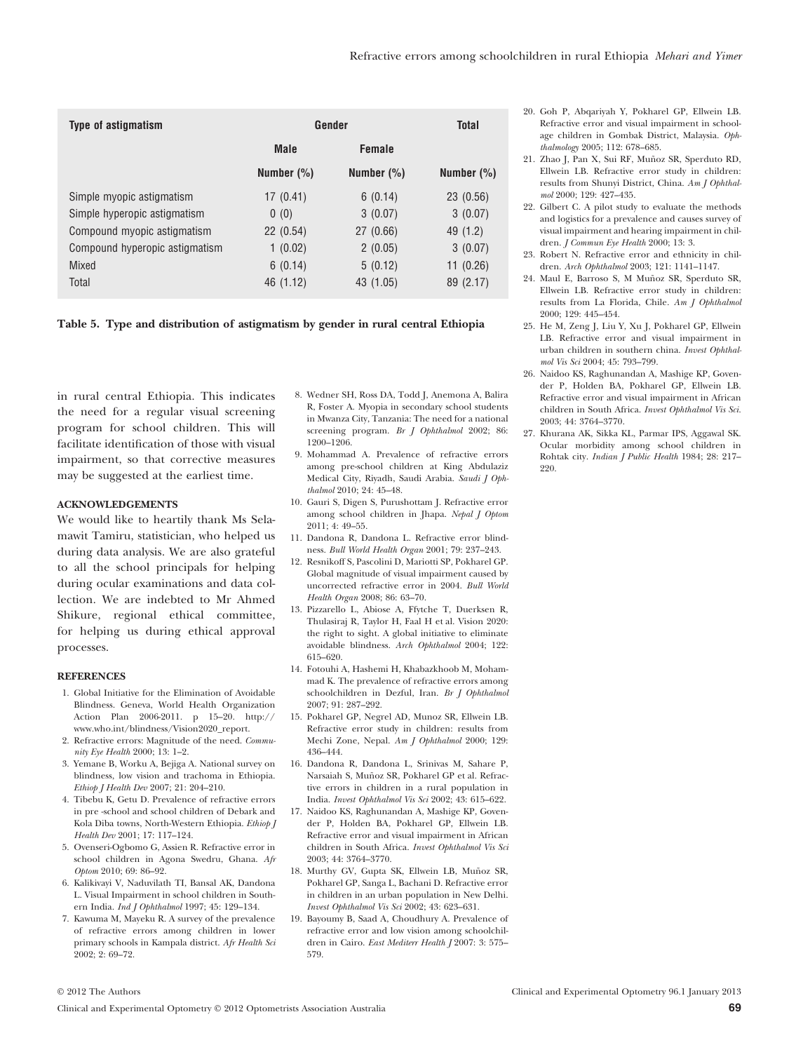| Type of astigmatism | Gender | | Total |
|---|---|---|---|
| | Male | Female | |
| | Number (%) | Number (%) | Number (%) |
| Simple myopic astigmatism | 17 (0.41) | 6 (0.14) | 23 (0.56) |
| Simple hyperopic astigmatism | 0 (0) | 3 (0.07) | 3 (0.07) |
| Compound myopic astigmatism | 22 (0.54) | 27 (0.66) | 49 (1.2) |
| Compound hyperopic astigmatism | 1 (0.02) | 2 (0.05) | 3 (0.07) |
| Mixed | 6 (0.14) | 5 (0.12) | 11 (0.26) |
| Total | 46 (1.12) | 43 (1.05) | 89 (2.17) |

**Table 5. Type and distribution of astigmatism by gender in rural central Ethiopia**

in rural central Ethiopia. This indicates the need for a regular visual screening program for school children. This will facilitate identification of those with visual impairment, so that corrective measures may be suggested at the earliest time.

## ACKNOWLEDGEMENTS

We would like to heartily thank Ms Selamawit Tamiru, statistician, who helped us during data analysis. We are also grateful to all the school principals for helping during ocular examinations and data collection. We are indebted to Mr Ahmed Shikure, regional ethical committee, for helping us during ethical approval processes.

## REFERENCES

1. Global Initiative for the Elimination of Avoidable Blindness. Geneva, World Health Organization Action Plan 2006-2011. p 15–20. http://www.who.int/blindness/Vision2020_report.
2. Refractive errors: Magnitude of the need. *Community Eye Health* 2000; 13: 1–2.
3. Yemane B, Worku A, Bejiga A. National survey on blindness, low vision and trachoma in Ethiopia. *Ethiop J Health Dev* 2007; 21: 204–210.
4. Tibebu K, Getu D. Prevalence of refractive errors in pre -school and school children of Debark and Kola Diba towns, North-Western Ethiopia. *Ethiop J Health Dev* 2001; 17: 117–124.
5. Ovenseri-Ogbomo G, Assien R. Refractive error in school children in Agona Swedru, Ghana. *Afr Optom* 2010; 69: 86–92.
6. Kalikivayi V, Naduvilath TI, Bansal AK, Dandona L. Visual Impairment in school children in Southern India. *Ind J Ophthalmol* 1997; 45: 129–134.
7. Kawuma M, Mayeku R. A survey of the prevalence of refractive errors among children in lower primary schools in Kampala district. *Afr Health Sci* 2002; 2: 69–72.
8. Wedner SH, Ross DA, Todd J, Anemona A, Balira R, Foster A. Myopia in secondary school students in Mwanza City, Tanzania: The need for a national screening program. *Br J Ophthalmol* 2002; 86: 1200–1206.
9. Mohammad A. Prevalence of refractive errors among pre-school children at King Abdulaziz Medical City, Riyadh, Saudi Arabia. *Saudi J Ophthalmol* 2010; 24: 45–48.
10. Gauri S, Digen S, Purushottam J. Refractive error among school children in Jhapa. *Nepal J Optom* 2011; 4: 49–55.
11. Dandona R, Dandona L. Refractive error blindness. *Bull World Health Organ* 2001; 79: 237–243.
12. Resnikoff S, Pascolini D, Mariotti SP, Pokharel GP. Global magnitude of visual impairment caused by uncorrected refractive error in 2004. *Bull World Health Organ* 2008; 86: 63–70.
13. Pizzarello L, Abiose A, Ffytche T, Duerksen R, Thulasiraj R, Taylor H, Faal H et al. Vision 2020: the right to sight. A global initiative to eliminate avoidable blindness. *Arch Ophthalmol* 2004; 122: 615–620.
14. Fotouhi A, Hashemi H, Khabazkhoob M, Mohammad K. The prevalence of refractive errors among schoolchildren in Dezful, Iran. *Br J Ophthalmol* 2007; 91: 287–292.
15. Pokharel GP, Negrel AD, Munoz SR, Ellwein LB. Refractive error study in children: results from Mechi Zone, Nepal. *Am J Ophthalmol* 2000; 129: 436–444.
16. Dandona R, Dandona L, Srinivas M, Sahare P, Narsaiah S, Muñoz SR, Pokharel GP et al. Refractive errors in children in a rural population in India. *Invest Ophthalmol Vis Sci* 2002; 43: 615–622.
17. Naidoo KS, Raghunandan A, Mashige KP, Govender P, Holden BA, Pokharel GP, Ellwein LB. Refractive error and visual impairment in African children in South Africa. *Invest Ophthalmol Vis Sci* 2003; 44: 3764–3770.
18. Murthy GV, Gupta SK, Ellwein LB, Muñoz SR, Pokharel GP, Sanga L, Bachani D. Refractive error in children in an urban population in New Delhi. *Invest Ophthalmol Vis Sci* 2002; 43: 623–631.
19. Bayoumy B, Saad A, Choudhury A. Prevalence of refractive error and low vision among schoolchildren in Cairo. *East Mediterr Health J* 2007: 3: 575–579.
20. Goh P, Abqariyah Y, Pokharel GP, Ellwein LB. Refractive error and visual impairment in school-age children in Gombak District, Malaysia. *Ophthalmology* 2005; 112: 678–685.
21. Zhao J, Pan X, Sui RF, Muñoz SR, Sperduto RD, Ellwein LB. Refractive error study in children: results from Shunyi District, China. *Am J Ophthalmol* 2000; 129: 427–435.
22. Gilbert C. A pilot study to evaluate the methods and logistics for a prevalence and causes survey of visual impairment and hearing impairment in children. *J Commun Eye Health* 2000; 13: 3.
23. Robert N. Refractive error and ethnicity in children. *Arch Ophthalmol* 2003; 121: 1141–1147.
24. Maul E, Barroso S, M Muñoz SR, Sperduto SR, Ellwein LB. Refractive error study in children: results from La Florida, Chile. *Am J Ophthalmol* 2000; 129: 445–454.
25. He M, Zeng J, Liu Y, Xu J, Pokharel GP, Ellwein LB. Refractive error and visual impairment in urban children in southern china. *Invest Ophthalmol Vis Sci* 2004; 45: 793–799.
26. Naidoo KS, Raghunandan A, Mashige KP, Govender P, Holden BA, Pokharel GP, Ellwein LB. Refractive error and visual impairment in African children in South Africa. *Invest Ophthalmol Vis Sci.* 2003; 44: 3764–3770.
27. Khurana AK, Sikka KL, Parmar IPS, Aggawal SK. Ocular morbidity among school children in Rohtak city. *Indian J Public Health* 1984; 28: 217–220.